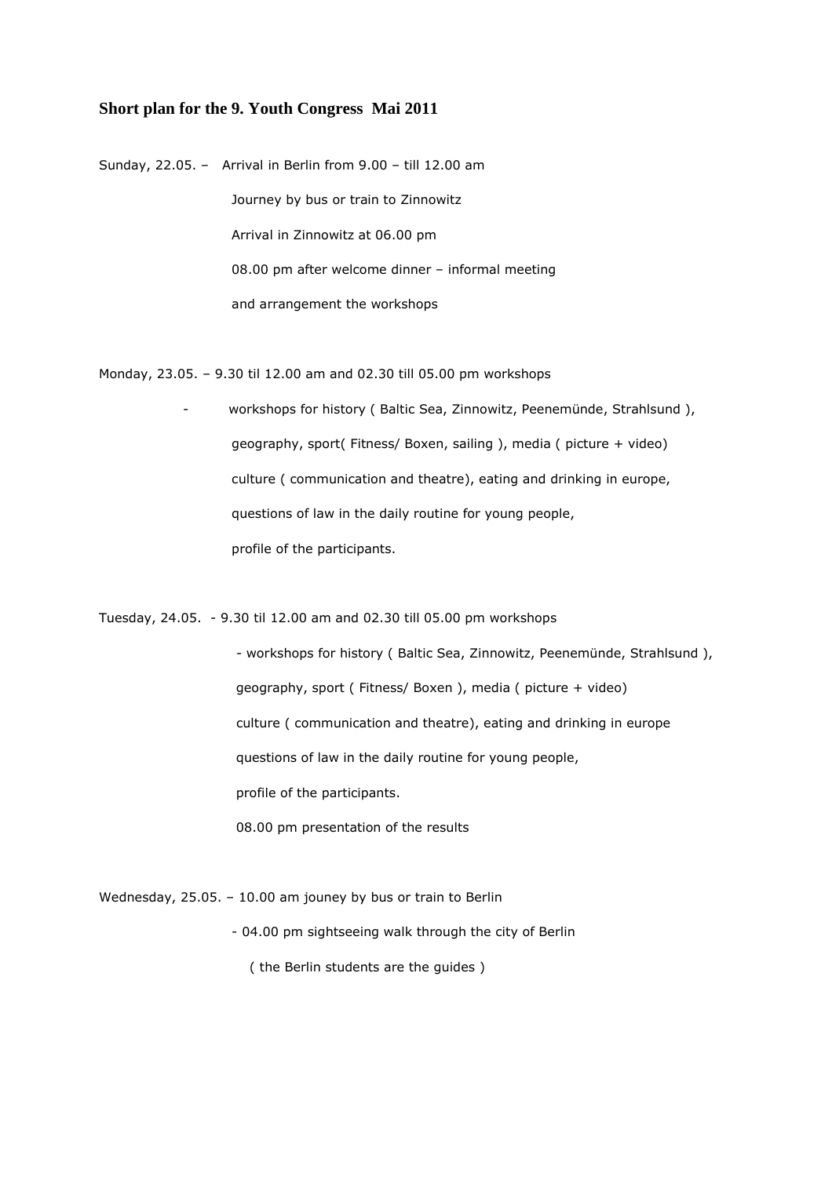## Short plan for the 9. Youth Congress  Mai 2011

Sunday, 22.05. – Arrival in Berlin from 9.00 – till 12.00 am

Journey by bus or train to Zinnowitz

Arrival in Zinnowitz at 06.00 pm

08.00 pm after welcome dinner – informal meeting

and arrangement the workshops

Monday, 23.05. – 9.30 til 12.00 am and 02.30 till 05.00 pm workshops

- workshops for history ( Baltic Sea, Zinnowitz, Peenemünde, Strahlsund ), geography, sport( Fitness/ Boxen, sailing ), media ( picture + video) culture ( communication and theatre), eating and drinking in europe, questions of law in the daily routine for young people, profile of the participants.

Tuesday, 24.05. - 9.30 til 12.00 am and 02.30 till 05.00 pm workshops

- workshops for history ( Baltic Sea, Zinnowitz, Peenemünde, Strahlsund ), geography, sport ( Fitness/ Boxen ), media ( picture + video) culture ( communication and theatre), eating and drinking in europe questions of law in the daily routine for young people, profile of the participants.

08.00 pm presentation of the results

Wednesday, 25.05. – 10.00 am jouney by bus or train to Berlin

- 04.00 pm sightseeing walk through the city of Berlin

( the Berlin students are the guides )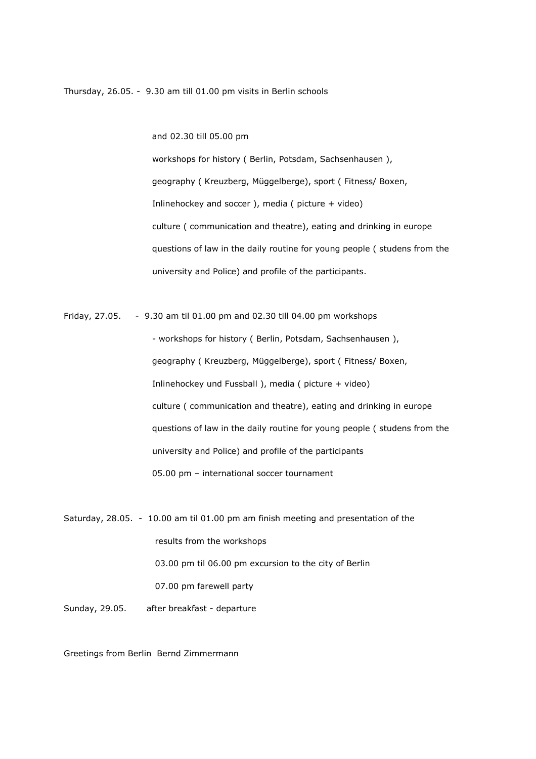Thursday, 26.05. - 9.30 am till 01.00 pm visits in Berlin schools

and 02.30 till 05.00 pm

workshops for history ( Berlin, Potsdam, Sachsenhausen ),

geography ( Kreuzberg, Müggelberge), sport ( Fitness/ Boxen,

Inlinehockey and soccer ), media ( picture + video)

culture ( communication and theatre), eating and drinking in europe

questions of law in the daily routine for young people ( studens from the

university and Police) and profile of the participants.

Friday, 27.05. - 9.30 am til 01.00 pm and 02.30 till 04.00 pm workshops

- workshops for history ( Berlin, Potsdam, Sachsenhausen ),

geography ( Kreuzberg, Müggelberge), sport ( Fitness/ Boxen,

Inlinehockey und Fussball ), media ( picture + video)

culture ( communication and theatre), eating and drinking in europe

questions of law in the daily routine for young people ( studens from the

university and Police) and profile of the participants

05.00 pm – international soccer tournament

Saturday, 28.05. - 10.00 am til 01.00 pm am finish meeting and presentation of the

results from the workshops

03.00 pm til 06.00 pm excursion to the city of Berlin

07.00 pm farewell party

Sunday, 29.05. after breakfast - departure

Greetings from Berlin Bernd Zimmermann